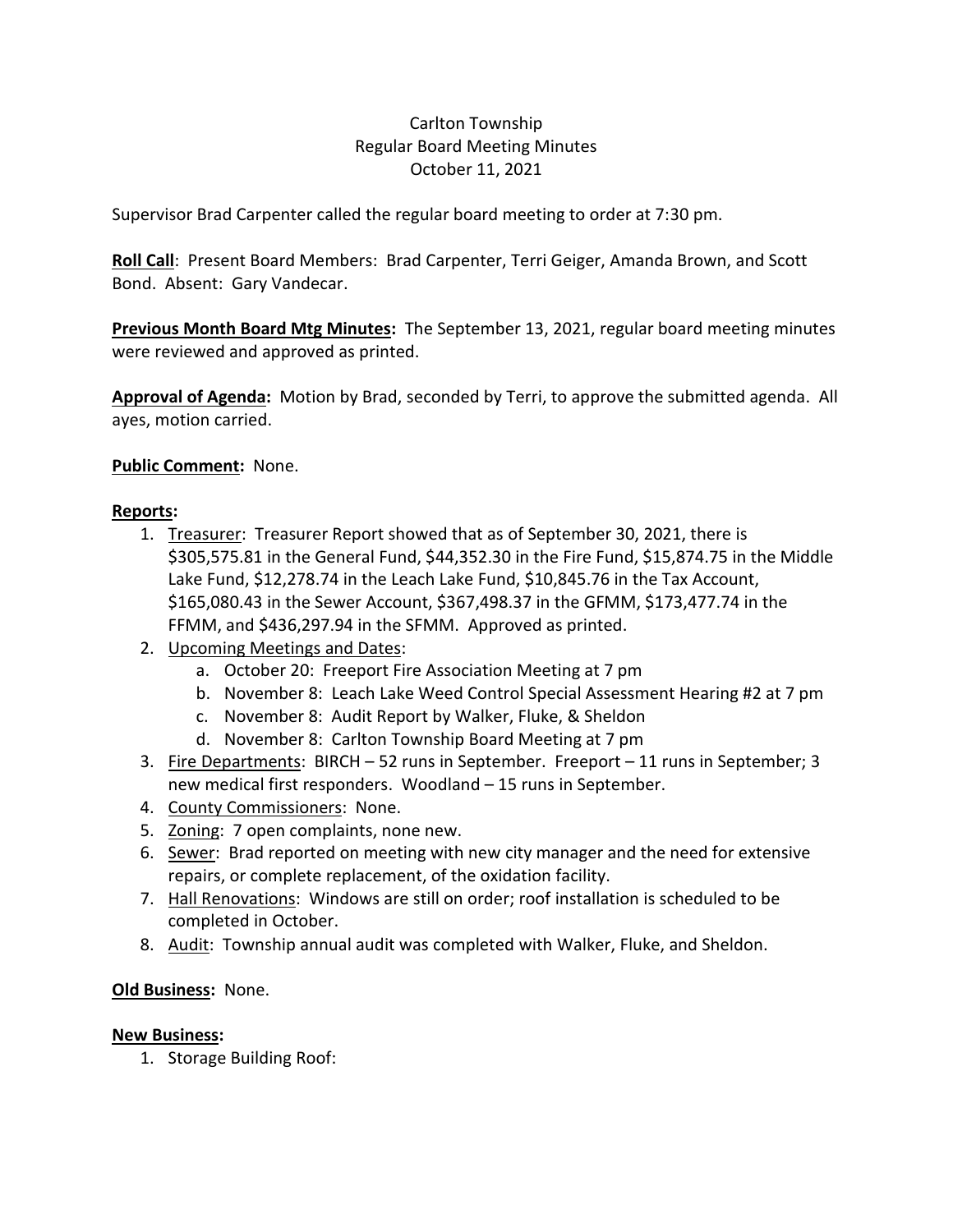Carlton Township
Regular Board Meeting Minutes
October 11, 2021

Supervisor Brad Carpenter called the regular board meeting to order at 7:30 pm.

**Roll Call**: Present Board Members: Brad Carpenter, Terri Geiger, Amanda Brown, and Scott Bond. Absent: Gary Vandecar.

**Previous Month Board Mtg Minutes:** The September 13, 2021, regular board meeting minutes were reviewed and approved as printed.

**Approval of Agenda:** Motion by Brad, seconded by Terri, to approve the submitted agenda. All ayes, motion carried.

**Public Comment:** None.

**Reports:**

1. Treasurer: Treasurer Report showed that as of September 30, 2021, there is $305,575.81 in the General Fund, $44,352.30 in the Fire Fund, $15,874.75 in the Middle Lake Fund, $12,278.74 in the Leach Lake Fund, $10,845.76 in the Tax Account, $165,080.43 in the Sewer Account, $367,498.37 in the GFMM, $173,477.74 in the FFMM, and $436,297.94 in the SFMM. Approved as printed.
2. Upcoming Meetings and Dates:
   a. October 20: Freeport Fire Association Meeting at 7 pm
   b. November 8: Leach Lake Weed Control Special Assessment Hearing #2 at 7 pm
   c. November 8: Audit Report by Walker, Fluke, & Sheldon
   d. November 8: Carlton Township Board Meeting at 7 pm
3. Fire Departments: BIRCH – 52 runs in September. Freeport – 11 runs in September; 3 new medical first responders. Woodland – 15 runs in September.
4. County Commissioners: None.
5. Zoning: 7 open complaints, none new.
6. Sewer: Brad reported on meeting with new city manager and the need for extensive repairs, or complete replacement, of the oxidation facility.
7. Hall Renovations: Windows are still on order; roof installation is scheduled to be completed in October.
8. Audit: Township annual audit was completed with Walker, Fluke, and Sheldon.

**Old Business:** None.

**New Business:**

1. Storage Building Roof: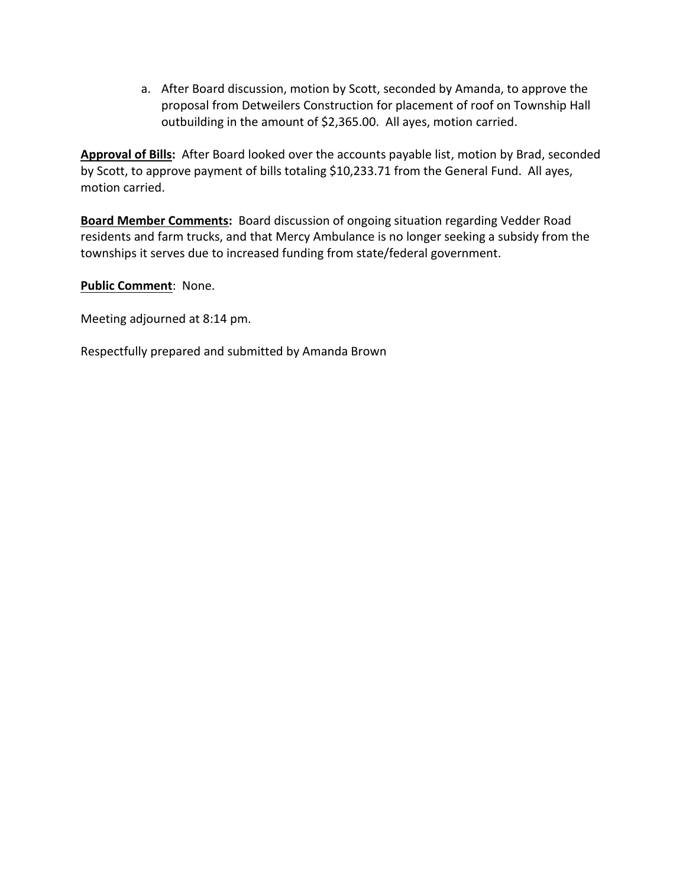a. After Board discussion, motion by Scott, seconded by Amanda, to approve the proposal from Detweilers Construction for placement of roof on Township Hall outbuilding in the amount of $2,365.00. All ayes, motion carried.

**Approval of Bills:** After Board looked over the accounts payable list, motion by Brad, seconded by Scott, to approve payment of bills totaling $10,233.71 from the General Fund. All ayes, motion carried.

**Board Member Comments:** Board discussion of ongoing situation regarding Vedder Road residents and farm trucks, and that Mercy Ambulance is no longer seeking a subsidy from the townships it serves due to increased funding from state/federal government.

**Public Comment**: None.

Meeting adjourned at 8:14 pm.

Respectfully prepared and submitted by Amanda Brown